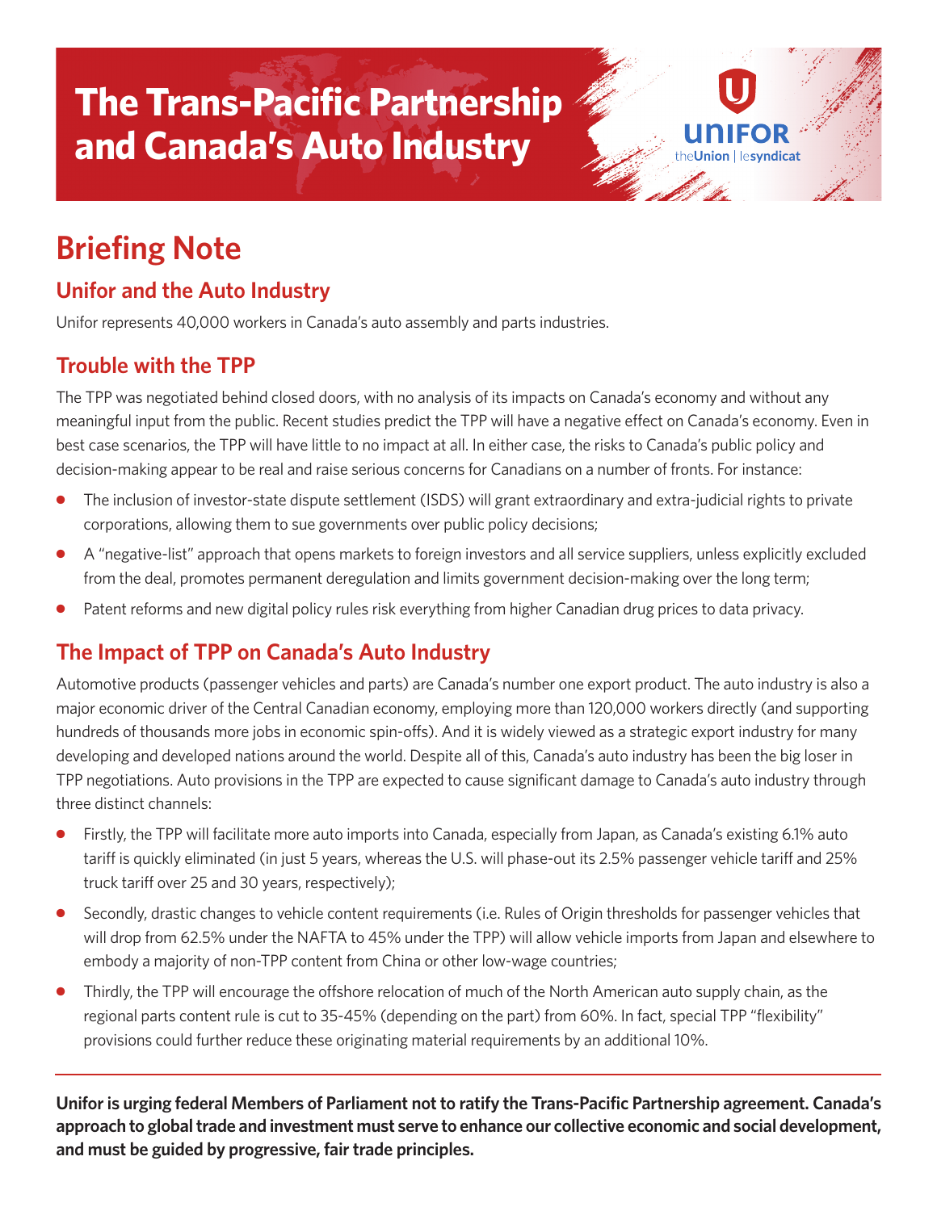# The Trans-Pacific Partnership and Canada's Auto Industry

UNIFOR theUnion | lesyndicat

## Briefing Note

### Unifor and the Auto Industry

Unifor represents 40,000 workers in Canada's auto assembly and parts industries.

### Trouble with the TPP

The TPP was negotiated behind closed doors, with no analysis of its impacts on Canada's economy and without any meaningful input from the public. Recent studies predict the TPP will have a negative effect on Canada's economy. Even in best case scenarios, the TPP will have little to no impact at all. In either case, the risks to Canada's public policy and decision-making appear to be real and raise serious concerns for Canadians on a number of fronts. For instance:

- The inclusion of investor-state dispute settlement (ISDS) will grant extraordinary and extra-judicial rights to private corporations, allowing them to sue governments over public policy decisions;
- A "negative-list" approach that opens markets to foreign investors and all service suppliers, unless explicitly excluded from the deal, promotes permanent deregulation and limits government decision-making over the long term;
- Patent reforms and new digital policy rules risk everything from higher Canadian drug prices to data privacy.

### The Impact of TPP on Canada's Auto Industry

Automotive products (passenger vehicles and parts) are Canada's number one export product. The auto industry is also a major economic driver of the Central Canadian economy, employing more than 120,000 workers directly (and supporting hundreds of thousands more jobs in economic spin-offs). And it is widely viewed as a strategic export industry for many developing and developed nations around the world. Despite all of this, Canada's auto industry has been the big loser in TPP negotiations. Auto provisions in the TPP are expected to cause significant damage to Canada's auto industry through three distinct channels:

- Firstly, the TPP will facilitate more auto imports into Canada, especially from Japan, as Canada's existing 6.1% auto tariff is quickly eliminated (in just 5 years, whereas the U.S. will phase-out its 2.5% passenger vehicle tariff and 25% truck tariff over 25 and 30 years, respectively);
- Secondly, drastic changes to vehicle content requirements (i.e. Rules of Origin thresholds for passenger vehicles that will drop from 62.5% under the NAFTA to 45% under the TPP) will allow vehicle imports from Japan and elsewhere to embody a majority of non-TPP content from China or other low-wage countries;
- Thirdly, the TPP will encourage the offshore relocation of much of the North American auto supply chain, as the regional parts content rule is cut to 35-45% (depending on the part) from 60%. In fact, special TPP "flexibility" provisions could further reduce these originating material requirements by an additional 10%.

---

**Unifor is urging federal Members of Parliament not to ratify the Trans-Pacific Partnership agreement. Canada's approach to global trade and investment must serve to enhance our collective economic and social development, and must be guided by progressive, fair trade principles.**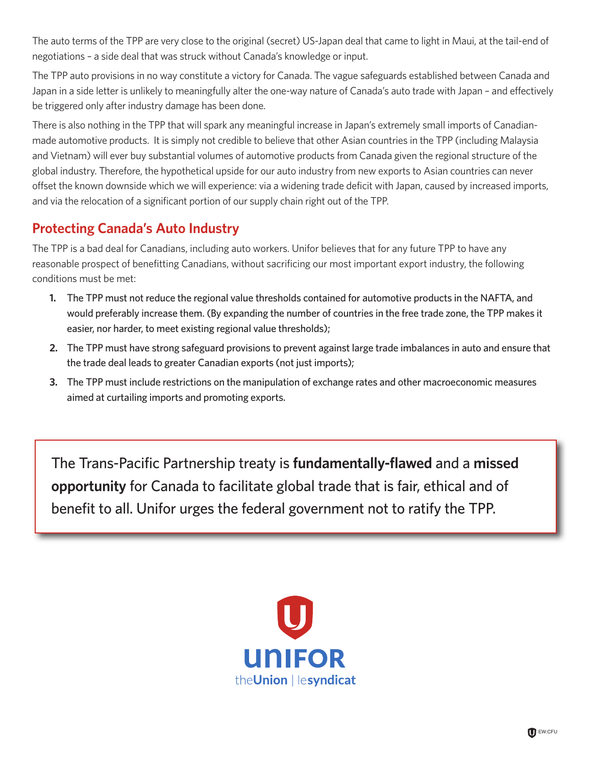The auto terms of the TPP are very close to the original (secret) US-Japan deal that came to light in Maui, at the tail-end of negotiations – a side deal that was struck without Canada's knowledge or input.

The TPP auto provisions in no way constitute a victory for Canada. The vague safeguards established between Canada and Japan in a side letter is unlikely to meaningfully alter the one-way nature of Canada's auto trade with Japan – and effectively be triggered only after industry damage has been done.

There is also nothing in the TPP that will spark any meaningful increase in Japan's extremely small imports of Canadian-made automotive products. It is simply not credible to believe that other Asian countries in the TPP (including Malaysia and Vietnam) will ever buy substantial volumes of automotive products from Canada given the regional structure of the global industry. Therefore, the hypothetical upside for our auto industry from new exports to Asian countries can never offset the known downside which we will experience: via a widening trade deficit with Japan, caused by increased imports, and via the relocation of a significant portion of our supply chain right out of the TPP.

## Protecting Canada's Auto Industry

The TPP is a bad deal for Canadians, including auto workers. Unifor believes that for any future TPP to have any reasonable prospect of benefitting Canadians, without sacrificing our most important export industry, the following conditions must be met:

1. The TPP must not reduce the regional value thresholds contained for automotive products in the NAFTA, and would preferably increase them. (By expanding the number of countries in the free trade zone, the TPP makes it easier, nor harder, to meet existing regional value thresholds);
2. The TPP must have strong safeguard provisions to prevent against large trade imbalances in auto and ensure that the trade deal leads to greater Canadian exports (not just imports);
3. The TPP must include restrictions on the manipulation of exchange rates and other macroeconomic measures aimed at curtailing imports and promoting exports.

The Trans-Pacific Partnership treaty is **fundamentally-flawed** and a **missed opportunity** for Canada to facilitate global trade that is fair, ethical and of benefit to all. Unifor urges the federal government not to ratify the TPP.

UNIFOR
the**Union** | le**syndicat**

EW:CFU